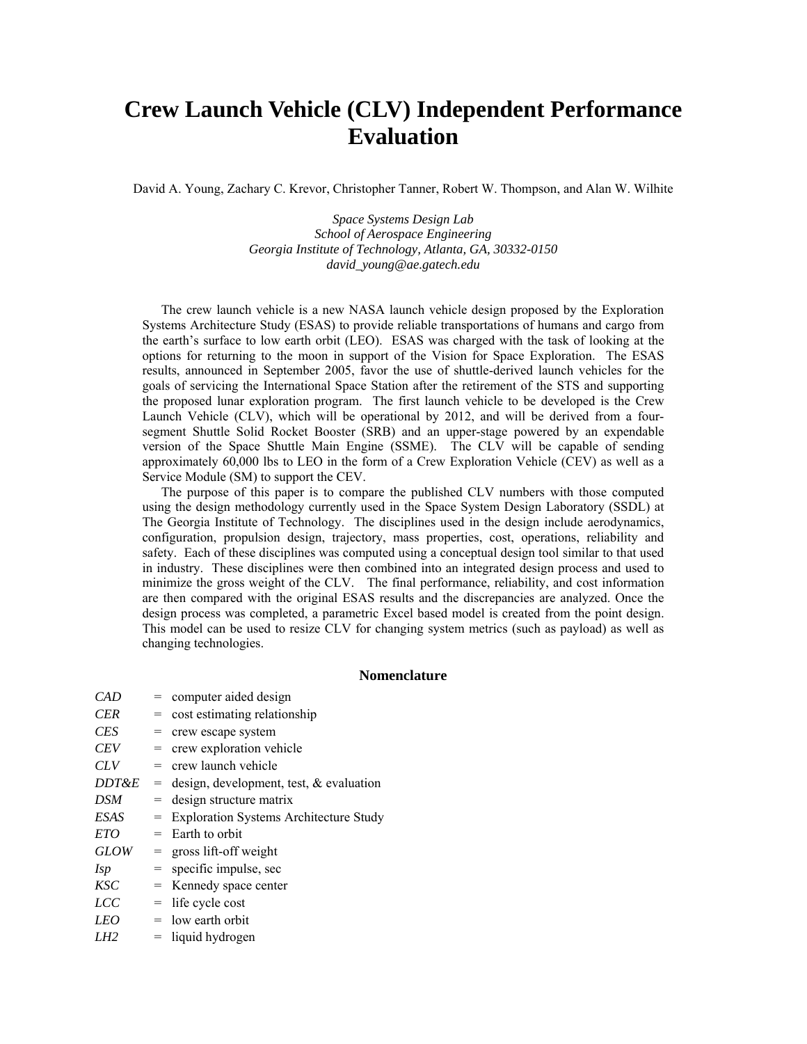# Crew Launch Vehicle (CLV) Independent Performance Evaluation

David A. Young, Zachary C. Krevor, Christopher Tanner, Robert W. Thompson, and Alan W. Wilhite

*Space Systems Design Lab*
*School of Aerospace Engineering*
*Georgia Institute of Technology, Atlanta, GA, 30332-0150*
*david_young@ae.gatech.edu*

The crew launch vehicle is a new NASA launch vehicle design proposed by the Exploration Systems Architecture Study (ESAS) to provide reliable transportations of humans and cargo from the earth's surface to low earth orbit (LEO). ESAS was charged with the task of looking at the options for returning to the moon in support of the Vision for Space Exploration. The ESAS results, announced in September 2005, favor the use of shuttle-derived launch vehicles for the goals of servicing the International Space Station after the retirement of the STS and supporting the proposed lunar exploration program. The first launch vehicle to be developed is the Crew Launch Vehicle (CLV), which will be operational by 2012, and will be derived from a four-segment Shuttle Solid Rocket Booster (SRB) and an upper-stage powered by an expendable version of the Space Shuttle Main Engine (SSME). The CLV will be capable of sending approximately 60,000 lbs to LEO in the form of a Crew Exploration Vehicle (CEV) as well as a Service Module (SM) to support the CEV.

The purpose of this paper is to compare the published CLV numbers with those computed using the design methodology currently used in the Space System Design Laboratory (SSDL) at The Georgia Institute of Technology. The disciplines used in the design include aerodynamics, configuration, propulsion design, trajectory, mass properties, cost, operations, reliability and safety. Each of these disciplines was computed using a conceptual design tool similar to that used in industry. These disciplines were then combined into an integrated design process and used to minimize the gross weight of the CLV. The final performance, reliability, and cost information are then compared with the original ESAS results and the discrepancies are analyzed. Once the design process was completed, a parametric Excel based model is created from the point design. This model can be used to resize CLV for changing system metrics (such as payload) as well as changing technologies.

## Nomenclature

| | | |
|---|---|---|
| *CAD* | = | computer aided design |
| *CER* | = | cost estimating relationship |
| *CES* | = | crew escape system |
| *CEV* | = | crew exploration vehicle |
| *CLV* | = | crew launch vehicle |
| *DDT&E* | = | design, development, test, & evaluation |
| *DSM* | = | design structure matrix |
| *ESAS* | = | Exploration Systems Architecture Study |
| *ETO* | = | Earth to orbit |
| *GLOW* | = | gross lift-off weight |
| *Isp* | = | specific impulse, sec |
| *KSC* | = | Kennedy space center |
| *LCC* | = | life cycle cost |
| *LEO* | = | low earth orbit |
| *LH2* | = | liquid hydrogen |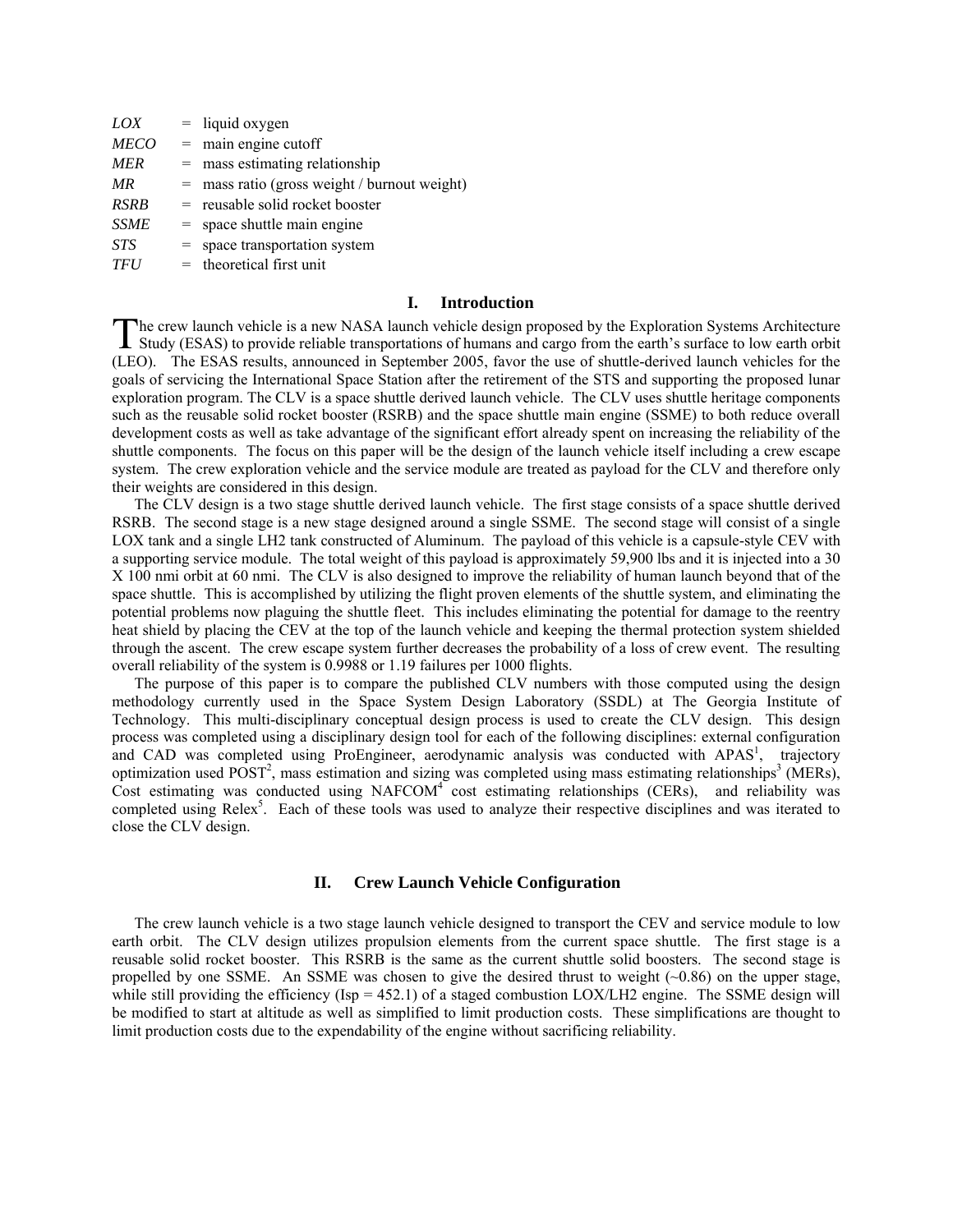| | | |
|---|---|---|
| *LOX* | = | liquid oxygen |
| *MECO* | = | main engine cutoff |
| *MER* | = | mass estimating relationship |
| *MR* | = | mass ratio (gross weight / burnout weight) |
| *RSRB* | = | reusable solid rocket booster |
| *SSME* | = | space shuttle main engine |
| *STS* | = | space transportation system |
| *TFU* | = | theoretical first unit |

## I. Introduction

The crew launch vehicle is a new NASA launch vehicle design proposed by the Exploration Systems Architecture Study (ESAS) to provide reliable transportations of humans and cargo from the earth's surface to low earth orbit (LEO). The ESAS results, announced in September 2005, favor the use of shuttle-derived launch vehicles for the goals of servicing the International Space Station after the retirement of the STS and supporting the proposed lunar exploration program. The CLV is a space shuttle derived launch vehicle. The CLV uses shuttle heritage components such as the reusable solid rocket booster (RSRB) and the space shuttle main engine (SSME) to both reduce overall development costs as well as take advantage of the significant effort already spent on increasing the reliability of the shuttle components. The focus on this paper will be the design of the launch vehicle itself including a crew escape system. The crew exploration vehicle and the service module are treated as payload for the CLV and therefore only their weights are considered in this design.

The CLV design is a two stage shuttle derived launch vehicle. The first stage consists of a space shuttle derived RSRB. The second stage is a new stage designed around a single SSME. The second stage will consist of a single LOX tank and a single LH2 tank constructed of Aluminum. The payload of this vehicle is a capsule-style CEV with a supporting service module. The total weight of this payload is approximately 59,900 lbs and it is injected into a 30 X 100 nmi orbit at 60 nmi. The CLV is also designed to improve the reliability of human launch beyond that of the space shuttle. This is accomplished by utilizing the flight proven elements of the shuttle system, and eliminating the potential problems now plaguing the shuttle fleet. This includes eliminating the potential for damage to the reentry heat shield by placing the CEV at the top of the launch vehicle and keeping the thermal protection system shielded through the ascent. The crew escape system further decreases the probability of a loss of crew event. The resulting overall reliability of the system is 0.9988 or 1.19 failures per 1000 flights.

The purpose of this paper is to compare the published CLV numbers with those computed using the design methodology currently used in the Space System Design Laboratory (SSDL) at The Georgia Institute of Technology. This multi-disciplinary conceptual design process is used to create the CLV design. This design process was completed using a disciplinary design tool for each of the following disciplines: external configuration and CAD was completed using ProEngineer, aerodynamic analysis was conducted with APAS[1], trajectory optimization used POST[2], mass estimation and sizing was completed using mass estimating relationships[3] (MERs), Cost estimating was conducted using NAFCOM[4] cost estimating relationships (CERs), and reliability was completed using Relex[5]. Each of these tools was used to analyze their respective disciplines and was iterated to close the CLV design.

## II. Crew Launch Vehicle Configuration

The crew launch vehicle is a two stage launch vehicle designed to transport the CEV and service module to low earth orbit. The CLV design utilizes propulsion elements from the current space shuttle. The first stage is a reusable solid rocket booster. This RSRB is the same as the current shuttle solid boosters. The second stage is propelled by one SSME. An SSME was chosen to give the desired thrust to weight (~0.86) on the upper stage, while still providing the efficiency (Isp = 452.1) of a staged combustion LOX/LH2 engine. The SSME design will be modified to start at altitude as well as simplified to limit production costs. These simplifications are thought to limit production costs due to the expendability of the engine without sacrificing reliability.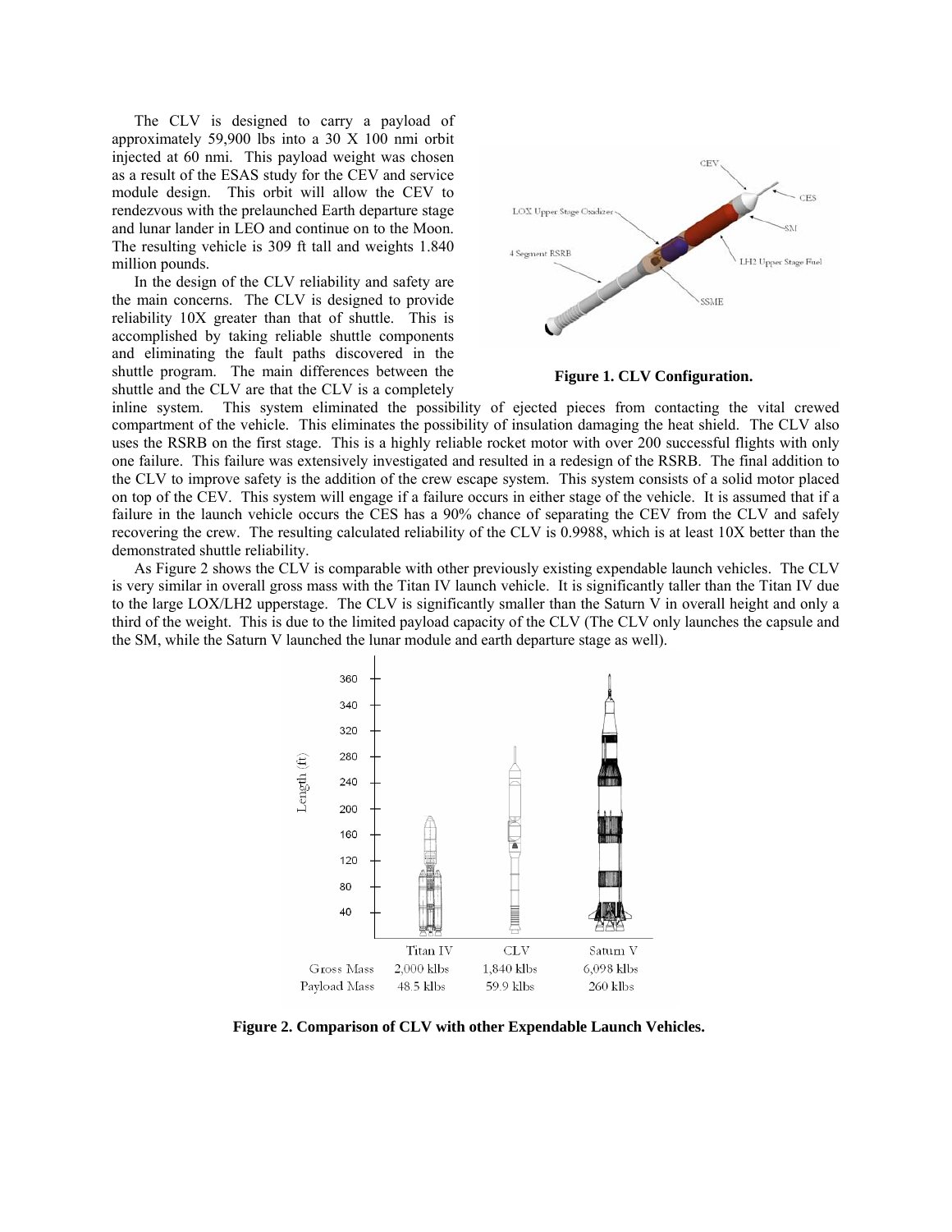The CLV is designed to carry a payload of approximately 59,900 lbs into a 30 X 100 nmi orbit injected at 60 nmi. This payload weight was chosen as a result of the ESAS study for the CEV and service module design. This orbit will allow the CEV to rendezvous with the prelaunched Earth departure stage and lunar lander in LEO and continue on to the Moon. The resulting vehicle is 309 ft tall and weights 1.840 million pounds.

In the design of the CLV reliability and safety are the main concerns. The CLV is designed to provide reliability 10X greater than that of shuttle. This is accomplished by taking reliable shuttle components and eliminating the fault paths discovered in the shuttle program. The main differences between the shuttle and the CLV are that the CLV is a completely inline system. This system eliminated the possibility of ejected pieces from contacting the vital crewed compartment of the vehicle. This eliminates the possibility of insulation damaging the heat shield. The CLV also uses the RSRB on the first stage. This is a highly reliable rocket motor with over 200 successful flights with only one failure. This failure was extensively investigated and resulted in a redesign of the RSRB. The final addition to the CLV to improve safety is the addition of the crew escape system. This system consists of a solid motor placed on top of the CEV. This system will engage if a failure occurs in either stage of the vehicle. It is assumed that if a failure in the launch vehicle occurs the CES has a 90% chance of separating the CEV from the CLV and safely recovering the crew. The resulting calculated reliability of the CLV is 0.9988, which is at least 10X better than the demonstrated shuttle reliability.

**Figure 1. CLV Configuration.**

As Figure 2 shows the CLV is comparable with other previously existing expendable launch vehicles. The CLV is very similar in overall gross mass with the Titan IV launch vehicle. It is significantly taller than the Titan IV due to the large LOX/LH2 upperstage. The CLV is significantly smaller than the Saturn V in overall height and only a third of the weight. This is due to the limited payload capacity of the CLV (The CLV only launches the capsule and the SM, while the Saturn V launched the lunar module and earth departure stage as well).

| | Titan IV | CLV | Saturn V |
|---|---|---|---|
| Gross Mass | 2,000 klbs | 1,840 klbs | 6,098 klbs |
| Payload Mass | 48.5 klbs | 59.9 klbs | 260 klbs |

**Figure 2. Comparison of CLV with other Expendable Launch Vehicles.**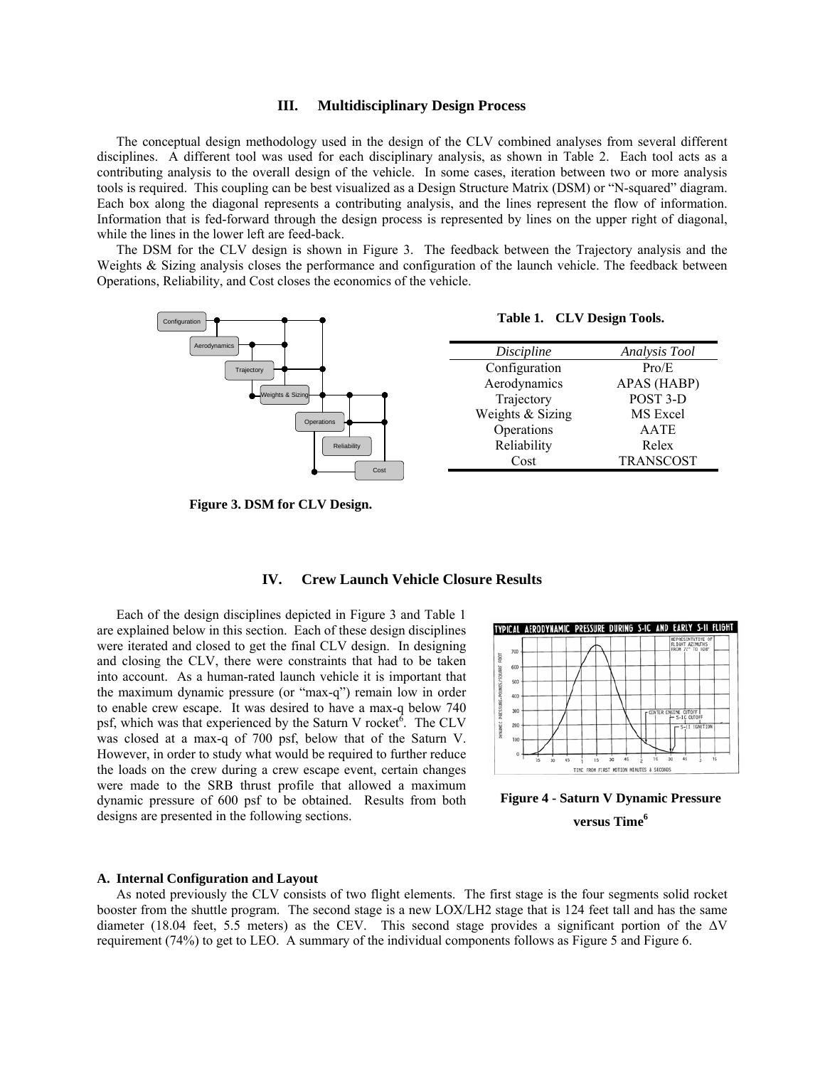## III. Multidisciplinary Design Process

The conceptual design methodology used in the design of the CLV combined analyses from several different disciplines. A different tool was used for each disciplinary analysis, as shown in Table 2. Each tool acts as a contributing analysis to the overall design of the vehicle. In some cases, iteration between two or more analysis tools is required. This coupling can be best visualized as a Design Structure Matrix (DSM) or "N-squared" diagram. Each box along the diagonal represents a contributing analysis, and the lines represent the flow of information. Information that is fed-forward through the design process is represented by lines on the upper right of diagonal, while the lines in the lower left are feed-back.

The DSM for the CLV design is shown in Figure 3. The feedback between the Trajectory analysis and the Weights & Sizing analysis closes the performance and configuration of the launch vehicle. The feedback between Operations, Reliability, and Cost closes the economics of the vehicle.

**Figure 3. DSM for CLV Design.**

**Table 1. CLV Design Tools.**

| *Discipline* | *Analysis Tool* |
| --- | --- |
| Configuration | Pro/E |
| Aerodynamics | APAS (HABP) |
| Trajectory | POST 3-D |
| Weights & Sizing | MS Excel |
| Operations | AATE |
| Reliability | Relex |
| Cost | TRANSCOST |

## IV. Crew Launch Vehicle Closure Results

Each of the design disciplines depicted in Figure 3 and Table 1 are explained below in this section. Each of these design disciplines were iterated and closed to get the final CLV design. In designing and closing the CLV, there were constraints that had to be taken into account. As a human-rated launch vehicle it is important that the maximum dynamic pressure (or "max-q") remain low in order to enable crew escape. It was desired to have a max-q below 740 psf, which was that experienced by the Saturn V rocket[6]. The CLV was closed at a max-q of 700 psf, below that of the Saturn V. However, in order to study what would be required to further reduce the loads on the crew during a crew escape event, certain changes were made to the SRB thrust profile that allowed a maximum dynamic pressure of 600 psf to be obtained. Results from both designs are presented in the following sections.

**Figure 4 - Saturn V Dynamic Pressure versus Time[6]**

### A. Internal Configuration and Layout

As noted previously the CLV consists of two flight elements. The first stage is the four segments solid rocket booster from the shuttle program. The second stage is a new LOX/LH2 stage that is 124 feet tall and has the same diameter (18.04 feet, 5.5 meters) as the CEV. This second stage provides a significant portion of the $\Delta V$ requirement (74%) to get to LEO. A summary of the individual components follows as Figure 5 and Figure 6.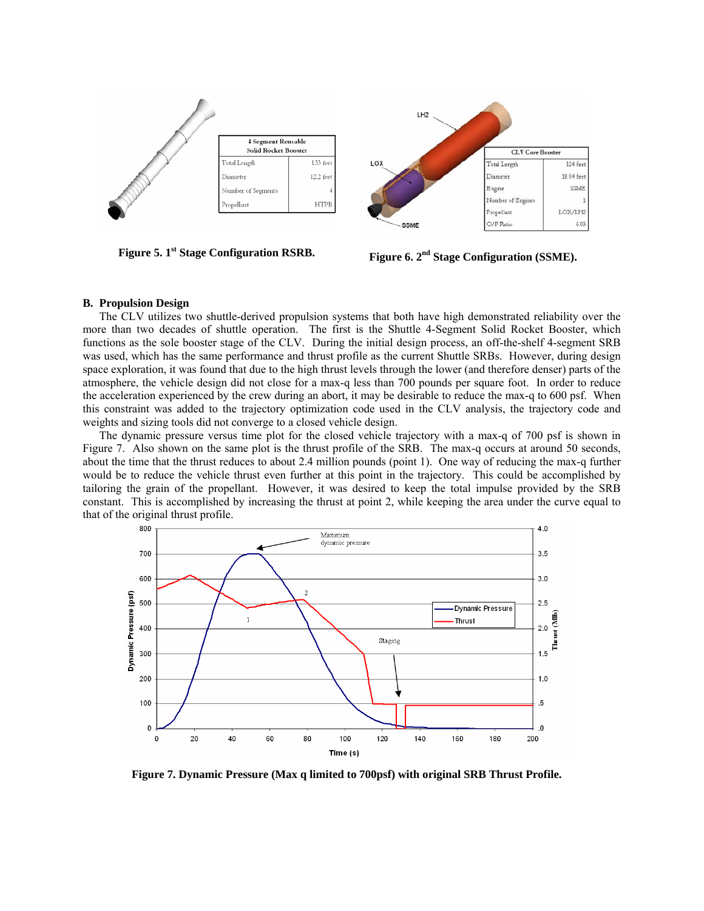| 4 Segment Reusable Solid Rocket Booster | |
|---|---|
| Total Length | 133 feet |
| Diameter | 12.2 feet |
| Number of Segments | 4 |
| Propellant | HTPB |

**Figure 5. 1st Stage Configuration RSRB.**

| CLV Core Booster | |
|---|---|
| Total Length | 124 feet |
| Diameter | 18.04 feet |
| Engine | SSME |
| Number of Engines | 1 |
| Propellant | LOX/LH2 |
| O/F Ratio | 6.03 |

**Figure 6. 2nd Stage Configuration (SSME).**

## B. Propulsion Design

The CLV utilizes two shuttle-derived propulsion systems that both have high demonstrated reliability over the more than two decades of shuttle operation. The first is the Shuttle 4-Segment Solid Rocket Booster, which functions as the sole booster stage of the CLV. During the initial design process, an off-the-shelf 4-segment SRB was used, which has the same performance and thrust profile as the current Shuttle SRBs. However, during design space exploration, it was found that due to the high thrust levels through the lower (and therefore denser) parts of the atmosphere, the vehicle design did not close for a max-q less than 700 pounds per square foot. In order to reduce the acceleration experienced by the crew during an abort, it may be desirable to reduce the max-q to 600 psf. When this constraint was added to the trajectory optimization code used in the CLV analysis, the trajectory code and weights and sizing tools did not converge to a closed vehicle design.

The dynamic pressure versus time plot for the closed vehicle trajectory with a max-q of 700 psf is shown in Figure 7. Also shown on the same plot is the thrust profile of the SRB. The max-q occurs at around 50 seconds, about the time that the thrust reduces to about 2.4 million pounds (point 1). One way of reducing the max-q further would be to reduce the vehicle thrust even further at this point in the trajectory. This could be accomplished by tailoring the grain of the propellant. However, it was desired to keep the total impulse provided by the SRB constant. This is accomplished by increasing the thrust at point 2, while keeping the area under the curve equal to that of the original thrust profile.

**Figure 7. Dynamic Pressure (Max q limited to 700psf) with original SRB Thrust Profile.**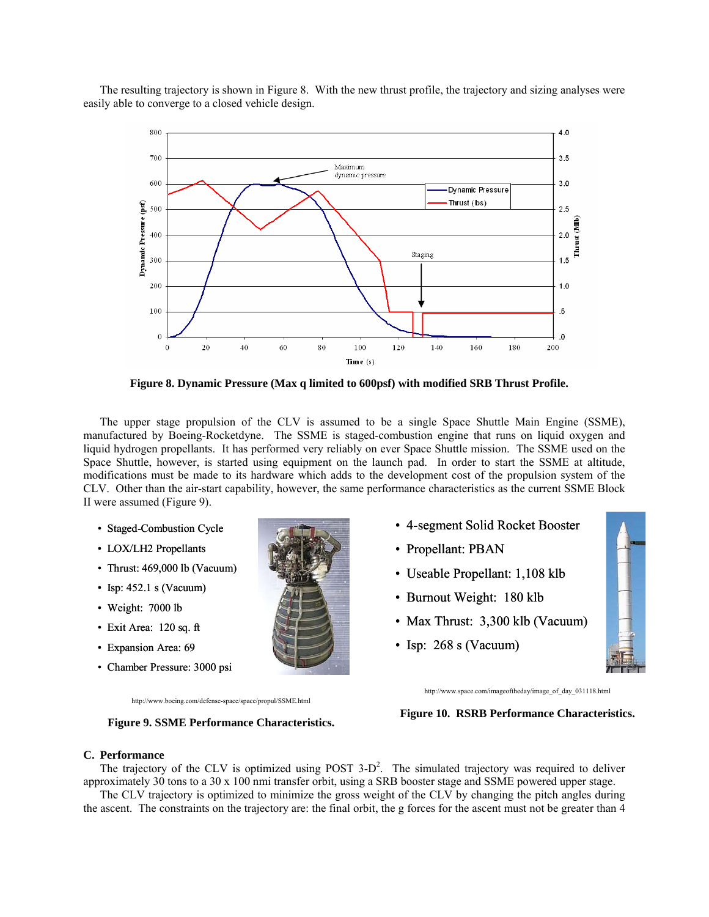The resulting trajectory is shown in Figure 8. With the new thrust profile, the trajectory and sizing analyses were easily able to converge to a closed vehicle design.

**Figure 8. Dynamic Pressure (Max q limited to 600psf) with modified SRB Thrust Profile.**

The upper stage propulsion of the CLV is assumed to be a single Space Shuttle Main Engine (SSME), manufactured by Boeing-Rocketdyne. The SSME is staged-combustion engine that runs on liquid oxygen and liquid hydrogen propellants. It has performed very reliably on ever Space Shuttle mission. The SSME used on the Space Shuttle, however, is started using equipment on the launch pad. In order to start the SSME at altitude, modifications must be made to its hardware which adds to the development cost of the propulsion system of the CLV. Other than the air-start capability, however, the same performance characteristics as the current SSME Block II were assumed (Figure 9).

- Staged-Combustion Cycle
- LOX/LH2 Propellants
- Thrust: 469,000 lb (Vacuum)
- Isp: 452.1 s (Vacuum)
- Weight: 7000 lb
- Exit Area: 120 sq. ft
- Expansion Area: 69
- Chamber Pressure: 3000 psi

http://www.boeing.com/defense-space/space/propul/SSME.html

**Figure 9. SSME Performance Characteristics.**

- 4-segment Solid Rocket Booster
- Propellant: PBAN
- Useable Propellant: 1,108 klb
- Burnout Weight: 180 klb
- Max Thrust: 3,300 klb (Vacuum)
- Isp: 268 s (Vacuum)

http://www.space.com/imageoftheday/image_of_day_031118.html

**Figure 10. RSRB Performance Characteristics.**

### C. Performance

The trajectory of the CLV is optimized using POST 3-D[2]. The simulated trajectory was required to deliver approximately 30 tons to a 30 x 100 nmi transfer orbit, using a SRB booster stage and SSME powered upper stage.

The CLV trajectory is optimized to minimize the gross weight of the CLV by changing the pitch angles during the ascent. The constraints on the trajectory are: the final orbit, the g forces for the ascent must not be greater than 4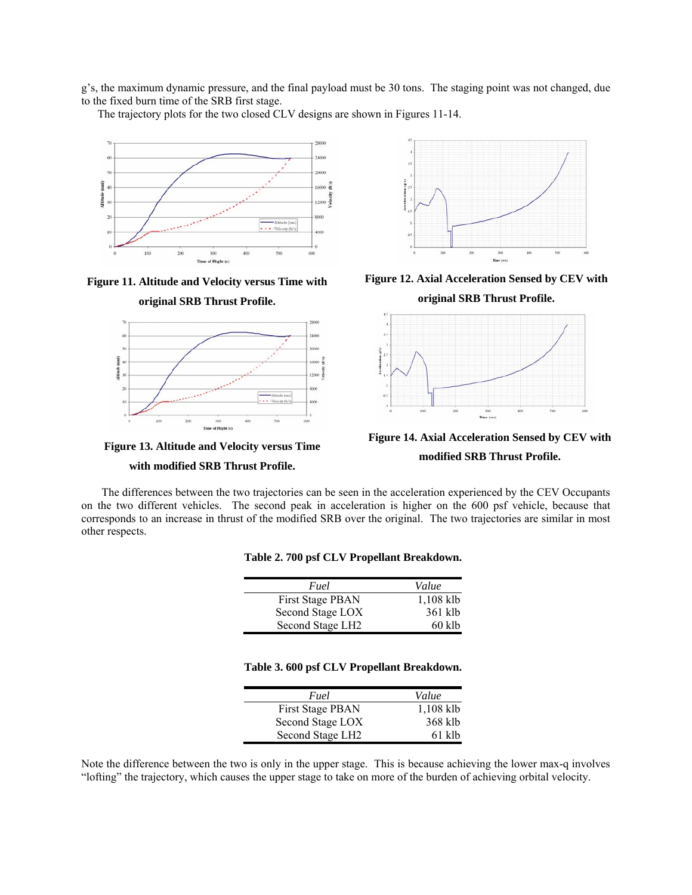g's, the maximum dynamic pressure, and the final payload must be 30 tons. The staging point was not changed, due to the fixed burn time of the SRB first stage.

The trajectory plots for the two closed CLV designs are shown in Figures 11-14.

**Figure 11. Altitude and Velocity versus Time with original SRB Thrust Profile.**

**Figure 12. Axial Acceleration Sensed by CEV with original SRB Thrust Profile.**

**Figure 13. Altitude and Velocity versus Time with modified SRB Thrust Profile.**

**Figure 14. Axial Acceleration Sensed by CEV with modified SRB Thrust Profile.**

The differences between the two trajectories can be seen in the acceleration experienced by the CEV Occupants on the two different vehicles. The second peak in acceleration is higher on the 600 psf vehicle, because that corresponds to an increase in thrust of the modified SRB over the original. The two trajectories are similar in most other respects.

**Table 2. 700 psf CLV Propellant Breakdown.**

| *Fuel* | *Value* |
|---|---|
| First Stage PBAN | 1,108 klb |
| Second Stage LOX | 361 klb |
| Second Stage LH2 | 60 klb |

**Table 3. 600 psf CLV Propellant Breakdown.**

| *Fuel* | *Value* |
|---|---|
| First Stage PBAN | 1,108 klb |
| Second Stage LOX | 368 klb |
| Second Stage LH2 | 61 klb |

Note the difference between the two is only in the upper stage. This is because achieving the lower max-q involves "lofting" the trajectory, which causes the upper stage to take on more of the burden of achieving orbital velocity.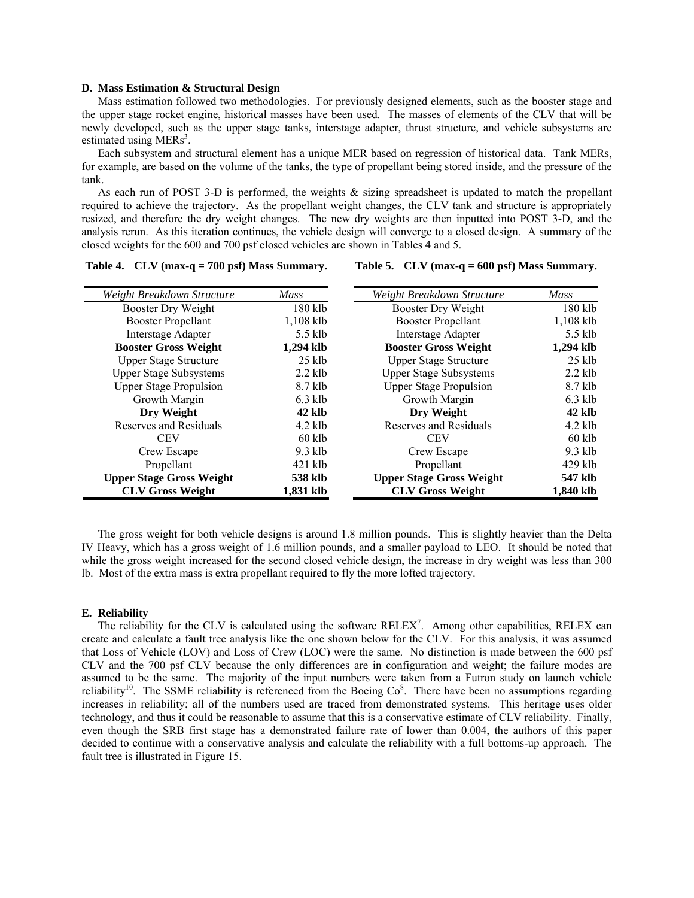### D. Mass Estimation & Structural Design

Mass estimation followed two methodologies. For previously designed elements, such as the booster stage and the upper stage rocket engine, historical masses have been used. The masses of elements of the CLV that will be newly developed, such as the upper stage tanks, interstage adapter, thrust structure, and vehicle subsystems are estimated using MERs[3].

Each subsystem and structural element has a unique MER based on regression of historical data. Tank MERs, for example, are based on the volume of the tanks, the type of propellant being stored inside, and the pressure of the tank.

As each run of POST 3-D is performed, the weights & sizing spreadsheet is updated to match the propellant required to achieve the trajectory. As the propellant weight changes, the CLV tank and structure is appropriately resized, and therefore the dry weight changes. The new dry weights are then inputted into POST 3-D, and the analysis rerun. As this iteration continues, the vehicle design will converge to a closed design. A summary of the closed weights for the 600 and 700 psf closed vehicles are shown in Tables 4 and 5.

**Table 4. CLV (max-q = 700 psf) Mass Summary.**

| *Weight Breakdown Structure* | *Mass* |
|---|---|
| Booster Dry Weight | 180 klb |
| Booster Propellant | 1,108 klb |
| Interstage Adapter | 5.5 klb |
| **Booster Gross Weight** | **1,294 klb** |
| Upper Stage Structure | 25 klb |
| Upper Stage Subsystems | 2.2 klb |
| Upper Stage Propulsion | 8.7 klb |
| Growth Margin | 6.3 klb |
| **Dry Weight** | **42 klb** |
| Reserves and Residuals | 4.2 klb |
| CEV | 60 klb |
| Crew Escape | 9.3 klb |
| Propellant | 421 klb |
| **Upper Stage Gross Weight** | **538 klb** |
| **CLV Gross Weight** | **1,831 klb** |

**Table 5. CLV (max-q = 600 psf) Mass Summary.**

| *Weight Breakdown Structure* | *Mass* |
|---|---|
| Booster Dry Weight | 180 klb |
| Booster Propellant | 1,108 klb |
| Interstage Adapter | 5.5 klb |
| **Booster Gross Weight** | **1,294 klb** |
| Upper Stage Structure | 25 klb |
| Upper Stage Subsystems | 2.2 klb |
| Upper Stage Propulsion | 8.7 klb |
| Growth Margin | 6.3 klb |
| **Dry Weight** | **42 klb** |
| Reserves and Residuals | 4.2 klb |
| CEV | 60 klb |
| Crew Escape | 9.3 klb |
| Propellant | 429 klb |
| **Upper Stage Gross Weight** | **547 klb** |
| **CLV Gross Weight** | **1,840 klb** |

The gross weight for both vehicle designs is around 1.8 million pounds. This is slightly heavier than the Delta IV Heavy, which has a gross weight of 1.6 million pounds, and a smaller payload to LEO. It should be noted that while the gross weight increased for the second closed vehicle design, the increase in dry weight was less than 300 lb. Most of the extra mass is extra propellant required to fly the more lofted trajectory.

### E. Reliability

The reliability for the CLV is calculated using the software RELEX[7]. Among other capabilities, RELEX can create and calculate a fault tree analysis like the one shown below for the CLV. For this analysis, it was assumed that Loss of Vehicle (LOV) and Loss of Crew (LOC) were the same. No distinction is made between the 600 psf CLV and the 700 psf CLV because the only differences are in configuration and weight; the failure modes are assumed to be the same. The majority of the input numbers were taken from a Futron study on launch vehicle reliability[10]. The SSME reliability is referenced from the Boeing Co[8]. There have been no assumptions regarding increases in reliability; all of the numbers used are traced from demonstrated systems. This heritage uses older technology, and thus it could be reasonable to assume that this is a conservative estimate of CLV reliability. Finally, even though the SRB first stage has a demonstrated failure rate of lower than 0.004, the authors of this paper decided to continue with a conservative analysis and calculate the reliability with a full bottoms-up approach. The fault tree is illustrated in Figure 15.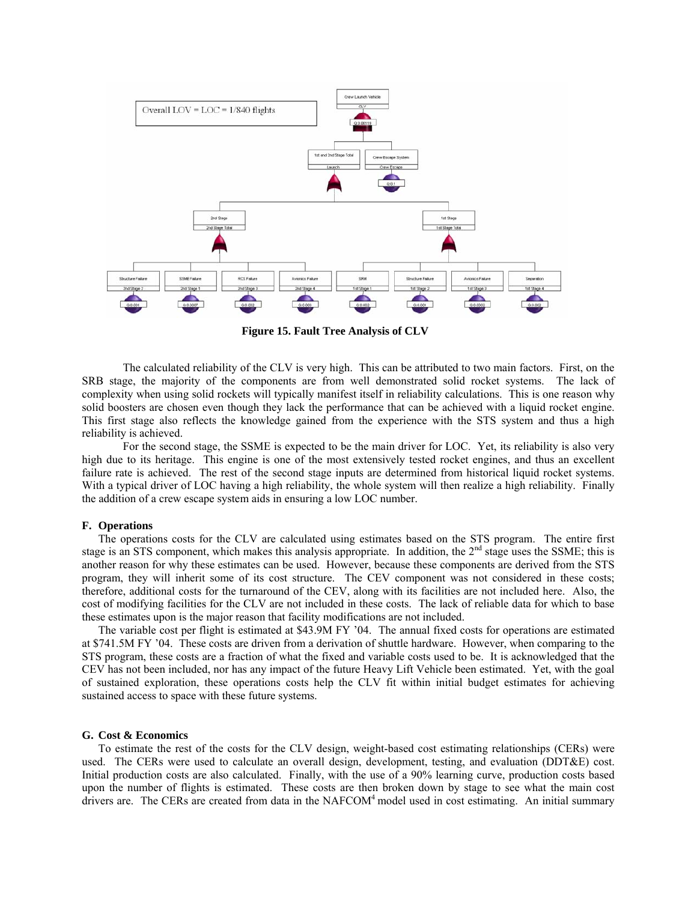Overall LOV = LOC = 1/840 flights

**Figure 15. Fault Tree Analysis of CLV**

The calculated reliability of the CLV is very high. This can be attributed to two main factors. First, on the SRB stage, the majority of the components are from well demonstrated solid rocket systems. The lack of complexity when using solid rockets will typically manifest itself in reliability calculations. This is one reason why solid boosters are chosen even though they lack the performance that can be achieved with a liquid rocket engine. This first stage also reflects the knowledge gained from the experience with the STS system and thus a high reliability is achieved.

For the second stage, the SSME is expected to be the main driver for LOC. Yet, its reliability is also very high due to its heritage. This engine is one of the most extensively tested rocket engines, and thus an excellent failure rate is achieved. The rest of the second stage inputs are determined from historical liquid rocket systems. With a typical driver of LOC having a high reliability, the whole system will then realize a high reliability. Finally the addition of a crew escape system aids in ensuring a low LOC number.

### F. Operations

The operations costs for the CLV are calculated using estimates based on the STS program. The entire first stage is an STS component, which makes this analysis appropriate. In addition, the 2nd stage uses the SSME; this is another reason for why these estimates can be used. However, because these components are derived from the STS program, they will inherit some of its cost structure. The CEV component was not considered in these costs; therefore, additional costs for the turnaround of the CEV, along with its facilities are not included here. Also, the cost of modifying facilities for the CLV are not included in these costs. The lack of reliable data for which to base these estimates upon is the major reason that facility modifications are not included.

The variable cost per flight is estimated at $43.9M FY '04. The annual fixed costs for operations are estimated at $741.5M FY '04. These costs are driven from a derivation of shuttle hardware. However, when comparing to the STS program, these costs are a fraction of what the fixed and variable costs used to be. It is acknowledged that the CEV has not been included, nor has any impact of the future Heavy Lift Vehicle been estimated. Yet, with the goal of sustained exploration, these operations costs help the CLV fit within initial budget estimates for achieving sustained access to space with these future systems.

### G. Cost & Economics

To estimate the rest of the costs for the CLV design, weight-based cost estimating relationships (CERs) were used. The CERs were used to calculate an overall design, development, testing, and evaluation (DDT&E) cost. Initial production costs are also calculated. Finally, with the use of a 90% learning curve, production costs based upon the number of flights is estimated. These costs are then broken down by stage to see what the main cost drivers are. The CERs are created from data in the NAFCOM[4] model used in cost estimating. An initial summary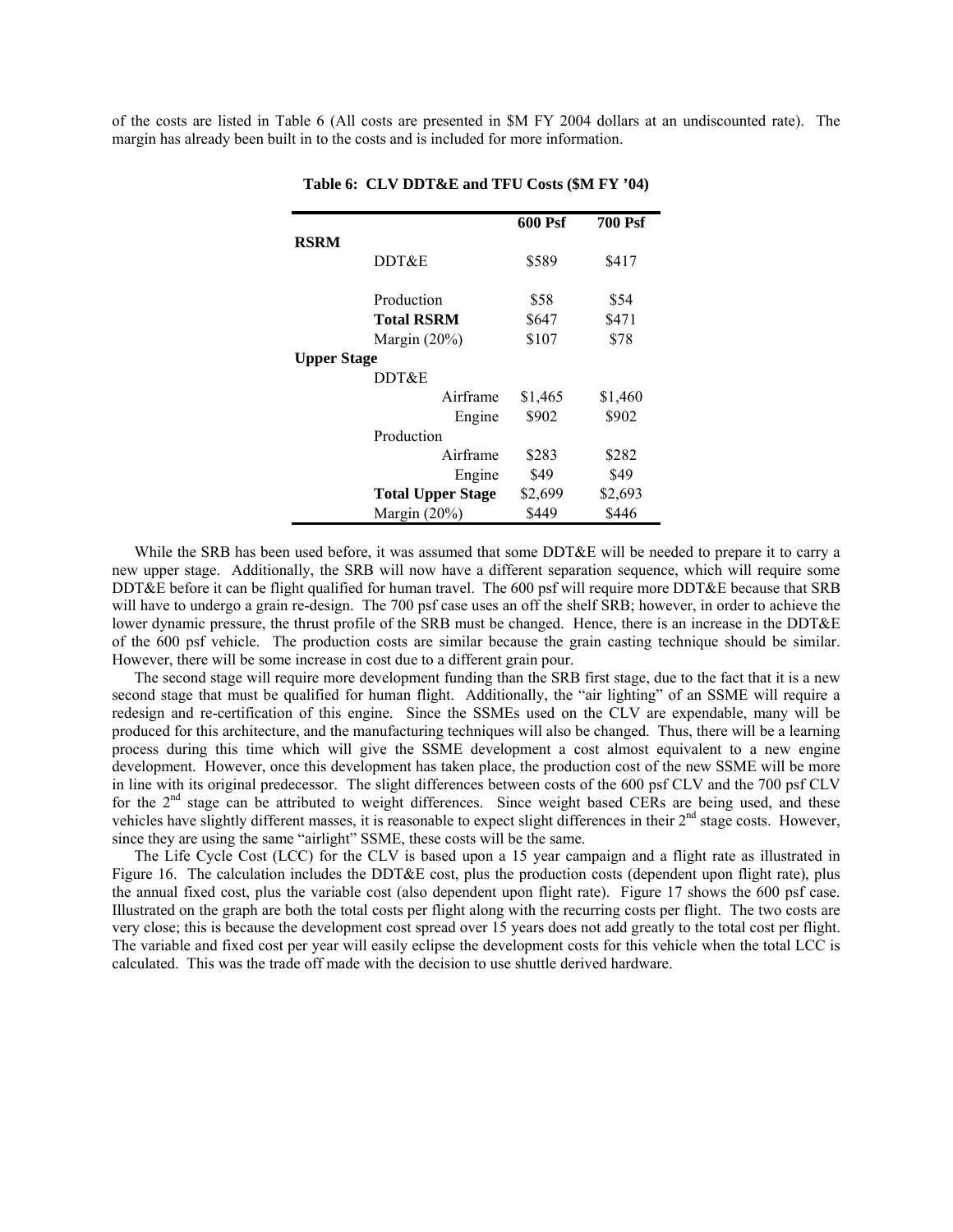of the costs are listed in Table 6 (All costs are presented in $M FY 2004 dollars at an undiscounted rate). The margin has already been built in to the costs and is included for more information.

**Table 6: CLV DDT&E and TFU Costs ($M FY '04)**

| | | | 600 Psf | 700 Psf |
|---|---|---|---|---|
| **RSRM** | | | | |
| | DDT&E | | $589 | $417 |
| | Production | | $58 | $54 |
| | **Total RSRM** | | $647 | $471 |
| | Margin (20%) | | $107 | $78 |
| **Upper Stage** | | | | |
| | DDT&E | | | |
| | | Airframe | $1,465 | $1,460 |
| | | Engine | $902 | $902 |
| | Production | | | |
| | | Airframe | $283 | $282 |
| | | Engine | $49 | $49 |
| | **Total Upper Stage** | | $2,699 | $2,693 |
| | Margin (20%) | | $449 | $446 |

While the SRB has been used before, it was assumed that some DDT&E will be needed to prepare it to carry a new upper stage. Additionally, the SRB will now have a different separation sequence, which will require some DDT&E before it can be flight qualified for human travel. The 600 psf will require more DDT&E because that SRB will have to undergo a grain re-design. The 700 psf case uses an off the shelf SRB; however, in order to achieve the lower dynamic pressure, the thrust profile of the SRB must be changed. Hence, there is an increase in the DDT&E of the 600 psf vehicle. The production costs are similar because the grain casting technique should be similar. However, there will be some increase in cost due to a different grain pour.

The second stage will require more development funding than the SRB first stage, due to the fact that it is a new second stage that must be qualified for human flight. Additionally, the "air lighting" of an SSME will require a redesign and re-certification of this engine. Since the SSMEs used on the CLV are expendable, many will be produced for this architecture, and the manufacturing techniques will also be changed. Thus, there will be a learning process during this time which will give the SSME development a cost almost equivalent to a new engine development. However, once this development has taken place, the production cost of the new SSME will be more in line with its original predecessor. The slight differences between costs of the 600 psf CLV and the 700 psf CLV for the 2nd stage can be attributed to weight differences. Since weight based CERs are being used, and these vehicles have slightly different masses, it is reasonable to expect slight differences in their 2nd stage costs. However, since they are using the same "airlight" SSME, these costs will be the same.

The Life Cycle Cost (LCC) for the CLV is based upon a 15 year campaign and a flight rate as illustrated in Figure 16. The calculation includes the DDT&E cost, plus the production costs (dependent upon flight rate), plus the annual fixed cost, plus the variable cost (also dependent upon flight rate). Figure 17 shows the 600 psf case. Illustrated on the graph are both the total costs per flight along with the recurring costs per flight. The two costs are very close; this is because the development cost spread over 15 years does not add greatly to the total cost per flight. The variable and fixed cost per year will easily eclipse the development costs for this vehicle when the total LCC is calculated. This was the trade off made with the decision to use shuttle derived hardware.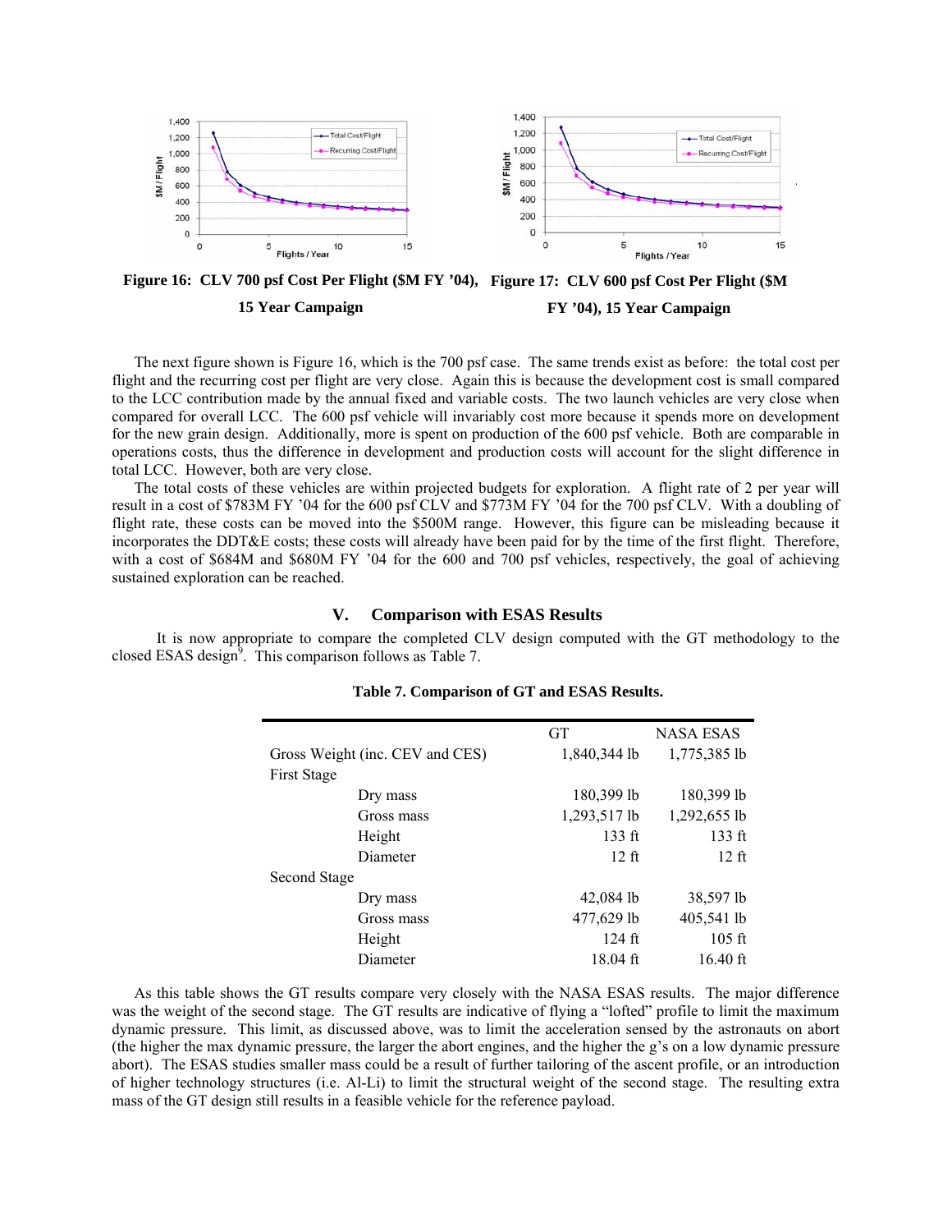**Figure 16: CLV 700 psf Cost Per Flight ($M FY '04), 15 Year Campaign**

**Figure 17: CLV 600 psf Cost Per Flight ($M FY '04), 15 Year Campaign**

The next figure shown is Figure 16, which is the 700 psf case. The same trends exist as before: the total cost per flight and the recurring cost per flight are very close. Again this is because the development cost is small compared to the LCC contribution made by the annual fixed and variable costs. The two launch vehicles are very close when compared for overall LCC. The 600 psf vehicle will invariably cost more because it spends more on development for the new grain design. Additionally, more is spent on production of the 600 psf vehicle. Both are comparable in operations costs, thus the difference in development and production costs will account for the slight difference in total LCC. However, both are very close.

The total costs of these vehicles are within projected budgets for exploration. A flight rate of 2 per year will result in a cost of $783M FY '04 for the 600 psf CLV and $773M FY '04 for the 700 psf CLV. With a doubling of flight rate, these costs can be moved into the $500M range. However, this figure can be misleading because it incorporates the DDT&E costs; these costs will already have been paid for by the time of the first flight. Therefore, with a cost of $684M and $680M FY '04 for the 600 and 700 psf vehicles, respectively, the goal of achieving sustained exploration can be reached.

## V. Comparison with ESAS Results

It is now appropriate to compare the completed CLV design computed with the GT methodology to the closed ESAS design[9]. This comparison follows as Table 7.

**Table 7. Comparison of GT and ESAS Results.**

| | GT | NASA ESAS |
|---|---|---|
| Gross Weight (inc. CEV and CES) | 1,840,344 lb | 1,775,385 lb |
| First Stage | | |
| Dry mass | 180,399 lb | 180,399 lb |
| Gross mass | 1,293,517 lb | 1,292,655 lb |
| Height | 133 ft | 133 ft |
| Diameter | 12 ft | 12 ft |
| Second Stage | | |
| Dry mass | 42,084 lb | 38,597 lb |
| Gross mass | 477,629 lb | 405,541 lb |
| Height | 124 ft | 105 ft |
| Diameter | 18.04 ft | 16.40 ft |

As this table shows the GT results compare very closely with the NASA ESAS results. The major difference was the weight of the second stage. The GT results are indicative of flying a "lofted" profile to limit the maximum dynamic pressure. This limit, as discussed above, was to limit the acceleration sensed by the astronauts on abort (the higher the max dynamic pressure, the larger the abort engines, and the higher the g's on a low dynamic pressure abort). The ESAS studies smaller mass could be a result of further tailoring of the ascent profile, or an introduction of higher technology structures (i.e. Al-Li) to limit the structural weight of the second stage. The resulting extra mass of the GT design still results in a feasible vehicle for the reference payload.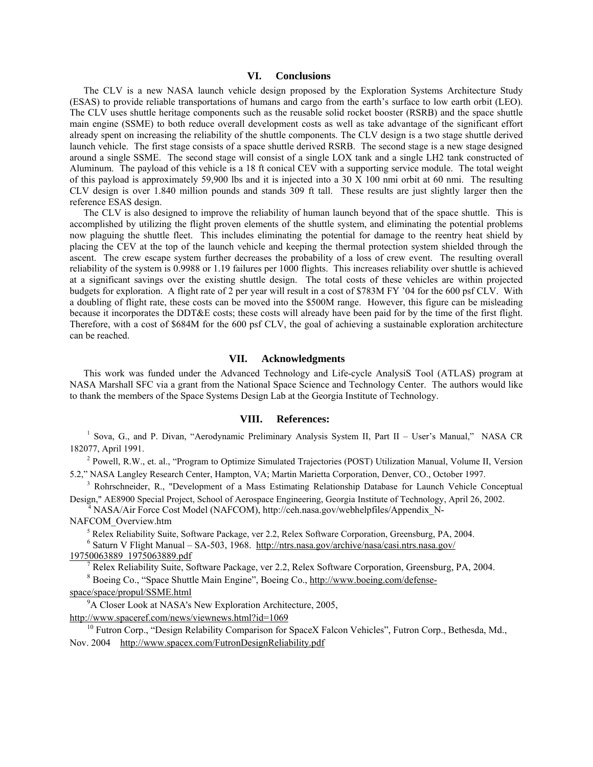## VI. Conclusions

The CLV is a new NASA launch vehicle design proposed by the Exploration Systems Architecture Study (ESAS) to provide reliable transportations of humans and cargo from the earth's surface to low earth orbit (LEO). The CLV uses shuttle heritage components such as the reusable solid rocket booster (RSRB) and the space shuttle main engine (SSME) to both reduce overall development costs as well as take advantage of the significant effort already spent on increasing the reliability of the shuttle components. The CLV design is a two stage shuttle derived launch vehicle. The first stage consists of a space shuttle derived RSRB. The second stage is a new stage designed around a single SSME. The second stage will consist of a single LOX tank and a single LH2 tank constructed of Aluminum. The payload of this vehicle is a 18 ft conical CEV with a supporting service module. The total weight of this payload is approximately 59,900 lbs and it is injected into a 30 X 100 nmi orbit at 60 nmi. The resulting CLV design is over 1.840 million pounds and stands 309 ft tall. These results are just slightly larger then the reference ESAS design.

The CLV is also designed to improve the reliability of human launch beyond that of the space shuttle. This is accomplished by utilizing the flight proven elements of the shuttle system, and eliminating the potential problems now plaguing the shuttle fleet. This includes eliminating the potential for damage to the reentry heat shield by placing the CEV at the top of the launch vehicle and keeping the thermal protection system shielded through the ascent. The crew escape system further decreases the probability of a loss of crew event. The resulting overall reliability of the system is 0.9988 or 1.19 failures per 1000 flights. This increases reliability over shuttle is achieved at a significant savings over the existing shuttle design. The total costs of these vehicles are within projected budgets for exploration. A flight rate of 2 per year will result in a cost of $783M FY '04 for the 600 psf CLV. With a doubling of flight rate, these costs can be moved into the $500M range. However, this figure can be misleading because it incorporates the DDT&E costs; these costs will already have been paid for by the time of the first flight. Therefore, with a cost of $684M for the 600 psf CLV, the goal of achieving a sustainable exploration architecture can be reached.

## VII. Acknowledgments

This work was funded under the Advanced Technology and Life-cycle AnalysiS Tool (ATLAS) program at NASA Marshall SFC via a grant from the National Space Science and Technology Center. The authors would like to thank the members of the Space Systems Design Lab at the Georgia Institute of Technology.

## VIII. References:

[1] Sova, G., and P. Divan, "Aerodynamic Preliminary Analysis System II, Part II – User's Manual," NASA CR 182077, April 1991.

[2] Powell, R.W., et. al., "Program to Optimize Simulated Trajectories (POST) Utilization Manual, Volume II, Version 5.2," NASA Langley Research Center, Hampton, VA; Martin Marietta Corporation, Denver, CO., October 1997.

[3] Rohrschneider, R., "Development of a Mass Estimating Relationship Database for Launch Vehicle Conceptual Design," AE8900 Special Project, School of Aerospace Engineering, Georgia Institute of Technology, April 26, 2002.

[4] NASA/Air Force Cost Model (NAFCOM), http://ceh.nasa.gov/webhelpfiles/Appendix_N-NAFCOM_Overview.htm

[5] Relex Reliability Suite, Software Package, ver 2.2, Relex Software Corporation, Greensburg, PA, 2004.

[6] Saturn V Flight Manual – SA-503, 1968. http://ntrs.nasa.gov/archive/nasa/casi.ntrs.nasa.gov/19750063889_1975063889.pdf

[7] Relex Reliability Suite, Software Package, ver 2.2, Relex Software Corporation, Greensburg, PA, 2004.

[8] Boeing Co., "Space Shuttle Main Engine", Boeing Co., http://www.boeing.com/defense-space/space/propul/SSME.html

[9] A Closer Look at NASA's New Exploration Architecture, 2005, http://www.spaceref.com/news/viewnews.html?id=1069

[10] Futron Corp., "Design Relability Comparison for SpaceX Falcon Vehicles", Futron Corp., Bethesda, Md., Nov. 2004 http://www.spacex.com/FutronDesignReliability.pdf